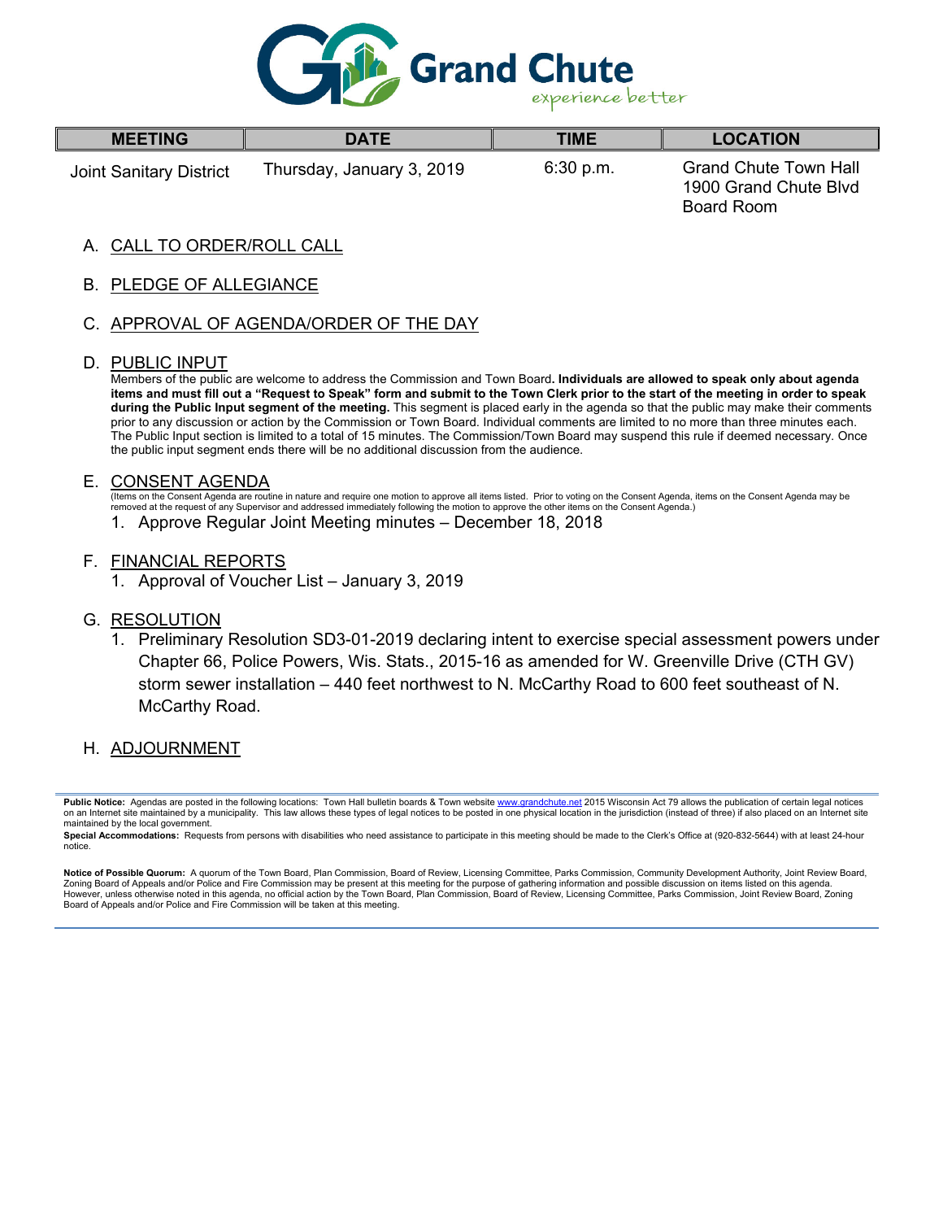# Grand Chute

*experience better*

| MEETING | DATE | TIME | LOCATION |
|---|---|---|---|
| Joint Sanitary District | Thursday, January 3, 2019 | 6:30 p.m. | Grand Chute Town Hall<br>1900 Grand Chute Blvd<br>Board Room |

A. CALL TO ORDER/ROLL CALL

B. PLEDGE OF ALLEGIANCE

C. APPROVAL OF AGENDA/ORDER OF THE DAY

D. PUBLIC INPUT

Members of the public are welcome to address the Commission and Town Board. **Individuals are allowed to speak only about agenda items and must fill out a "Request to Speak" form and submit to the Town Clerk prior to the start of the meeting in order to speak during the Public Input segment of the meeting.** This segment is placed early in the agenda so that the public may make their comments prior to any discussion or action by the Commission or Town Board. Individual comments are limited to no more than three minutes each. The Public Input section is limited to a total of 15 minutes. The Commission/Town Board may suspend this rule if deemed necessary. Once the public input segment ends there will be no additional discussion from the audience.

E. CONSENT AGENDA

(Items on the Consent Agenda are routine in nature and require one motion to approve all items listed. Prior to voting on the Consent Agenda, items on the Consent Agenda may be removed at the request of any Supervisor and addressed immediately following the motion to approve the other items on the Consent Agenda.)

1. Approve Regular Joint Meeting minutes – December 18, 2018

F. FINANCIAL REPORTS

1. Approval of Voucher List – January 3, 2019

G. RESOLUTION

1. Preliminary Resolution SD3-01-2019 declaring intent to exercise special assessment powers under Chapter 66, Police Powers, Wis. Stats., 2015-16 as amended for W. Greenville Drive (CTH GV) storm sewer installation – 440 feet northwest to N. McCarthy Road to 600 feet southeast of N. McCarthy Road.

H. ADJOURNMENT

---

**Public Notice:** Agendas are posted in the following locations: Town Hall bulletin boards & Town website www.grandchute.net 2015 Wisconsin Act 79 allows the publication of certain legal notices on an Internet site maintained by a municipality. This law allows these types of legal notices to be posted in one physical location in the jurisdiction (instead of three) if also placed on an Internet site maintained by the local government.

**Special Accommodations:** Requests from persons with disabilities who need assistance to participate in this meeting should be made to the Clerk's Office at (920-832-5644) with at least 24-hour notice.

**Notice of Possible Quorum:** A quorum of the Town Board, Plan Commission, Board of Review, Licensing Committee, Parks Commission, Community Development Authority, Joint Review Board, Zoning Board of Appeals and/or Police and Fire Commission may be present at this meeting for the purpose of gathering information and possible discussion on items listed on this agenda. However, unless otherwise noted in this agenda, no official action by the Town Board, Plan Commission, Board of Review, Licensing Committee, Parks Commission, Joint Review Board, Zoning Board of Appeals and/or Police and Fire Commission will be taken at this meeting.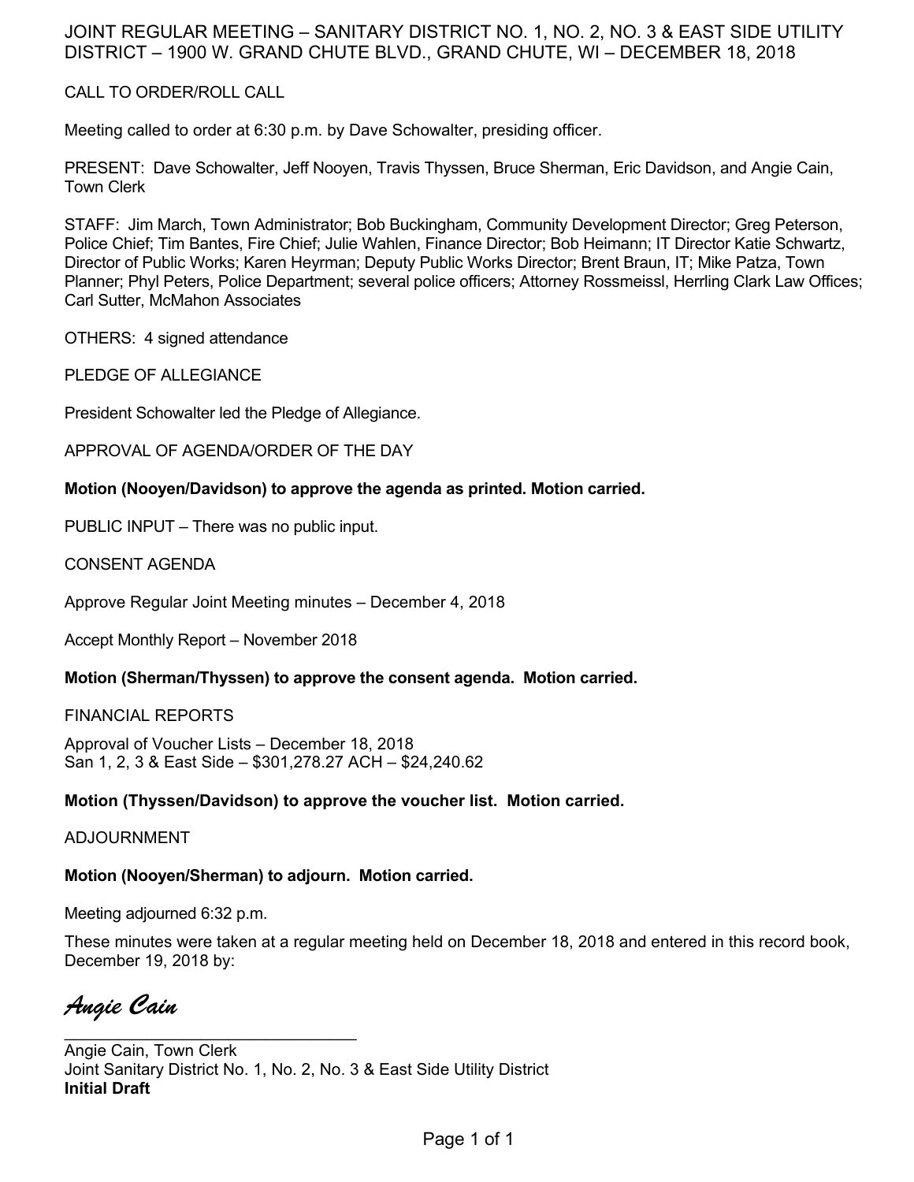# JOINT REGULAR MEETING – SANITARY DISTRICT NO. 1, NO. 2, NO. 3 & EAST SIDE UTILITY DISTRICT – 1900 W. GRAND CHUTE BLVD., GRAND CHUTE, WI – DECEMBER 18, 2018

CALL TO ORDER/ROLL CALL

Meeting called to order at 6:30 p.m. by Dave Schowalter, presiding officer.

PRESENT: Dave Schowalter, Jeff Nooyen, Travis Thyssen, Bruce Sherman, Eric Davidson, and Angie Cain, Town Clerk

STAFF: Jim March, Town Administrator; Bob Buckingham, Community Development Director; Greg Peterson, Police Chief; Tim Bantes, Fire Chief; Julie Wahlen, Finance Director; Bob Heimann; IT Director Katie Schwartz, Director of Public Works; Karen Heyrman; Deputy Public Works Director; Brent Braun, IT; Mike Patza, Town Planner; Phyl Peters, Police Department; several police officers; Attorney Rossmeissl, Herrling Clark Law Offices; Carl Sutter, McMahon Associates

OTHERS: 4 signed attendance

PLEDGE OF ALLEGIANCE

President Schowalter led the Pledge of Allegiance.

APPROVAL OF AGENDA/ORDER OF THE DAY

**Motion (Nooyen/Davidson) to approve the agenda as printed. Motion carried.**

PUBLIC INPUT – There was no public input.

CONSENT AGENDA

Approve Regular Joint Meeting minutes – December 4, 2018

Accept Monthly Report – November 2018

**Motion (Sherman/Thyssen) to approve the consent agenda. Motion carried.**

FINANCIAL REPORTS

Approval of Voucher Lists – December 18, 2018
San 1, 2, 3 & East Side – $301,278.27 ACH – $24,240.62

**Motion (Thyssen/Davidson) to approve the voucher list. Motion carried.**

ADJOURNMENT

**Motion (Nooyen/Sherman) to adjourn. Motion carried.**

Meeting adjourned 6:32 p.m.

These minutes were taken at a regular meeting held on December 18, 2018 and entered in this record book, December 19, 2018 by:

*Angie Cain*

\_\_\_\_\_\_\_\_\_\_\_\_\_\_\_\_\_\_\_\_\_\_\_\_\_\_\_\_\_\_\_\_

Angie Cain, Town Clerk
Joint Sanitary District No. 1, No. 2, No. 3 & East Side Utility District
**Initial Draft**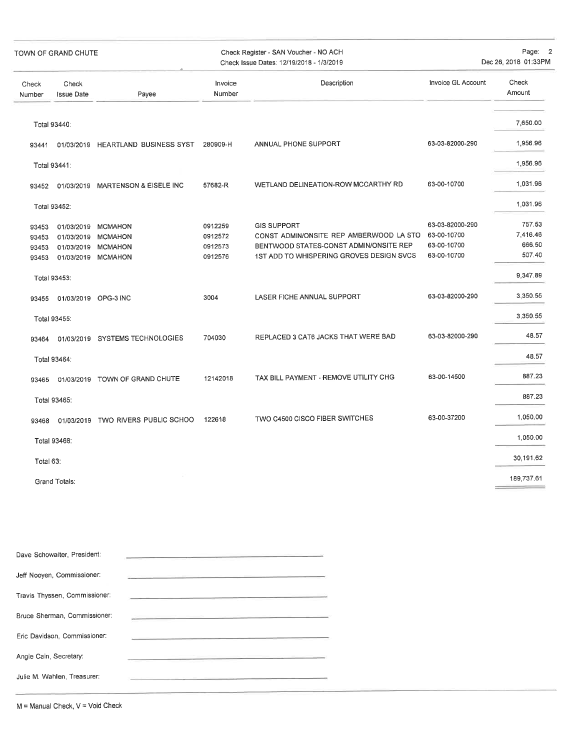TOWN OF GRAND CHUTE

Check Register - SAN Voucher - NO ACH
Check Issue Dates: 12/19/2018 - 1/3/2019

Dec 26, 2018 01:33PM

| Check Number | Check Issue Date | Payee | Invoice Number | Description | Invoice GL Account | Check Amount |
|---|---|---|---|---|---|---|
| Total 93440: | | | | | | 7,650.00 |
| 93441 | 01/03/2019 | HEARTLAND BUSINESS SYST | 280909-H | ANNUAL PHONE SUPPORT | 63-03-82000-290 | 1,956.96 |
| Total 93441: | | | | | | 1,956.96 |
| 93452 | 01/03/2019 | MARTENSON & EISELE INC | 57682-R | WETLAND DELINEATION-ROW MCCARTHY RD | 63-00-10700 | 1,031.96 |
| Total 93452: | | | | | | 1,031.96 |
| 93453 | 01/03/2019 | MCMAHON | 0912259 | GIS SUPPORT | 63-03-82000-290 | 757.53 |
| 93453 | 01/03/2019 | MCMAHON | 0912572 | CONST ADMIN/ONSITE REP AMBERWOOD LA STO | 63-00-10700 | 7,416.46 |
| 93453 | 01/03/2019 | MCMAHON | 0912573 | BENTWOOD STATES-CONST ADMIN/ONSITE REP | 63-00-10700 | 666.50 |
| 93453 | 01/03/2019 | MCMAHON | 0912576 | 1ST ADD TO WHISPERING GROVES DESIGN SVCS | 63-00-10700 | 507.40 |
| Total 93453: | | | | | | 9,347.89 |
| 93455 | 01/03/2019 | OPG-3 INC | 3004 | LASER FICHE ANNUAL SUPPORT | 63-03-82000-290 | 3,350.55 |
| Total 93455: | | | | | | 3,350.55 |
| 93464 | 01/03/2019 | SYSTEMS TECHNOLOGIES | 704030 | REPLACED 3 CAT6 JACKS THAT WERE BAD | 63-03-82000-290 | 48.57 |
| Total 93464: | | | | | | 48.57 |
| 93465 | 01/03/2019 | TOWN OF GRAND CHUTE | 12142018 | TAX BILL PAYMENT - REMOVE UTILITY CHG | 63-00-14500 | 887.23 |
| Total 93465: | | | | | | 887.23 |
| 93468 | 01/03/2019 | TWO RIVERS PUBLIC SCHOO | 122618 | TWO C4500 CISCO FIBER SWITCHES | 63-00-37200 | 1,050.00 |
| Total 93468: | | | | | | 1,050.00 |
| Total 63: | | | | | | 30,191.62 |
| Grand Totals: | | | | | | 189,737.61 |

Dave Schowalter, President: ______________________

Jeff Nooyen, Commissioner: ______________________

Travis Thyssen, Commissioner: ______________________

Bruce Sherman, Commissioner: ______________________

Eric Davidson, Commissioner: ______________________

Angie Cain, Secretary: ______________________

Julie M. Wahlen, Treasurer: ______________________

M = Manual Check, V = Void Check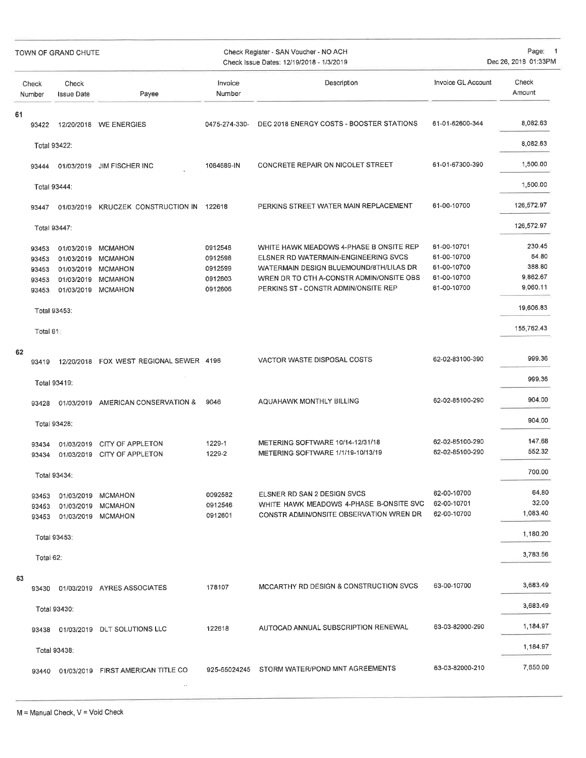TOWN OF GRAND CHUTE

Check Register - SAN Voucher - NO ACH
Check Issue Dates: 12/19/2018 - 1/3/2019

| Check Number | Check Issue Date | Payee | Invoice Number | Description | Invoice GL Account | Check Amount |
|---|---|---|---|---|---|---|
| 61 | | | | | | |
| 93422 | 12/20/2018 | WE ENERGIES | 0475-274-330- | DEC 2018 ENERGY COSTS - BOOSTER STATIONS | 61-01-62600-344 | 8,082.63 |
| Total 93422: | | | | | | 8,082.63 |
| 93444 | 01/03/2019 | JIM FISCHER INC | 1084689-IN | CONCRETE REPAIR ON NICOLET STREET | 61-01-67300-390 | 1,500.00 |
| Total 93444: | | | | | | 1,500.00 |
| 93447 | 01/03/2019 | KRUCZEK CONSTRUCTION IN | 122618 | PERKINS STREET WATER MAIN REPLACEMENT | 61-00-10700 | 126,572.97 |
| Total 93447: | | | | | | 126,572.97 |
| 93453 | 01/03/2019 | MCMAHON | 0912548 | WHITE HAWK MEADOWS 4-PHASE B ONSITE REP | 61-00-10701 | 230.45 |
| 93453 | 01/03/2019 | MCMAHON | 0912598 | ELSNER RD WATERMAIN-ENGINEERING SVCS | 61-00-10700 | 64.80 |
| 93453 | 01/03/2019 | MCMAHON | 0912599 | WATERMAIN DESIGN BLUEMOUND/8TH/LILAS DR | 61-00-10700 | 388.80 |
| 93453 | 01/03/2019 | MCMAHON | 0912603 | WREN DR TO CTH A-CONSTR ADMIN/ONSITE OBS | 61-00-10700 | 9,862.67 |
| 93453 | 01/03/2019 | MCMAHON | 0912606 | PERKINS ST - CONSTR ADMIN/ONSITE REP | 61-00-10700 | 9,060.11 |
| Total 93453: | | | | | | 19,606.83 |
| Total 61: | | | | | | 155,762.43 |
| 62 | | | | | | |
| 93419 | 12/20/2018 | FOX WEST REGIONAL SEWER | 4196 | VACTOR WASTE DISPOSAL COSTS | 62-02-83100-390 | 999.36 |
| Total 93419: | | | | | | 999.36 |
| 93428 | 01/03/2019 | AMERICAN CONSERVATION & | 9046 | AQUAHAWK MONTHLY BILLING | 62-02-85100-290 | 904.00 |
| Total 93428: | | | | | | 904.00 |
| 93434 | 01/03/2019 | CITY OF APPLETON | 1229-1 | METERING SOFTWARE 10/14-12/31/18 | 62-02-85100-290 | 147.68 |
| 93434 | 01/03/2019 | CITY OF APPLETON | 1229-2 | METERING SOFTWARE 1/1/19-10/13/19 | 62-02-85100-290 | 552.32 |
| Total 93434: | | | | | | 700.00 |
| 93453 | 01/03/2019 | MCMAHON | 0092582 | ELSNER RD SAN 2 DESIGN SVCS | 62-00-10700 | 64.80 |
| 93453 | 01/03/2019 | MCMAHON | 0912546 | WHITE HAWK MEADOWS 4-PHASE B-ONSITE SVC | 62-00-10701 | 32.00 |
| 93453 | 01/03/2019 | MCMAHON | 0912601 | CONSTR ADMIN/ONSITE OBSERVATION WREN DR | 62-00-10700 | 1,083.40 |
| Total 93453: | | | | | | 1,180.20 |
| Total 62: | | | | | | 3,783.56 |
| 63 | | | | | | |
| 93430 | 01/03/2019 | AYRES ASSOCIATES | 178107 | MCCARTHY RD DESIGN & CONSTRUCTION SVCS | 63-00-10700 | 3,683.49 |
| Total 93430: | | | | | | 3,683.49 |
| 93438 | 01/03/2019 | DLT SOLUTIONS LLC | 122618 | AUTOCAD ANNUAL SUBSCRIPTION RENEWAL | 63-03-82000-290 | 1,184.97 |
| Total 93438: | | | | | | 1,184.97 |
| 93440 | 01/03/2019 | FIRST AMERICAN TITLE CO | 925-65024245 | STORM WATER/POND MNT AGREEMENTS | 63-03-82000-210 | 7,650.00 |

M = Manual Check, V = Void Check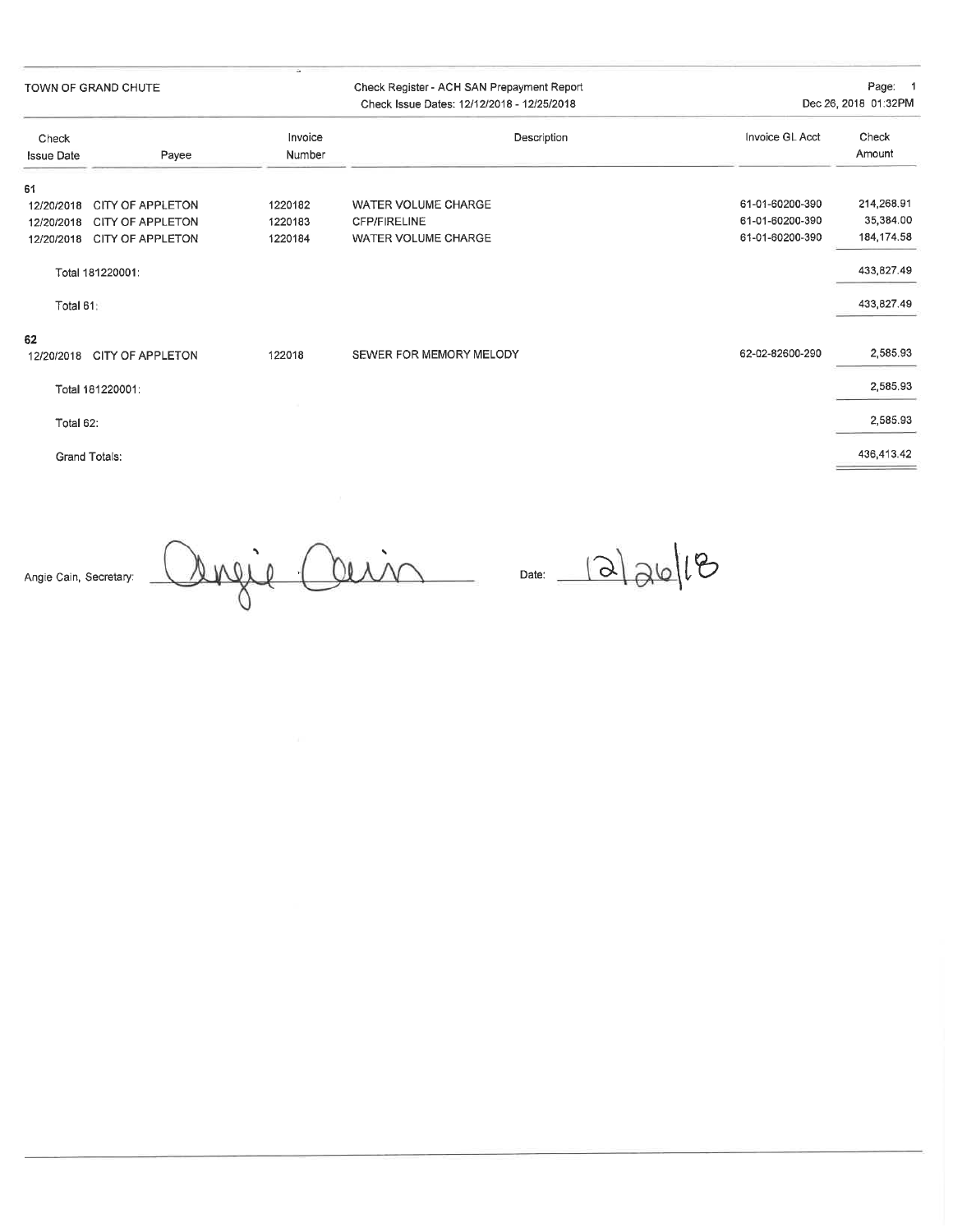TOWN OF GRAND CHUTE

Check Register - ACH SAN Prepayment Report
Check Issue Dates: 12/12/2018 - 12/25/2018

Page: 1
Dec 26, 2018 01:32PM

| Check Issue Date | Payee | Invoice Number | Description | Invoice GL Acct | Check Amount |
|---|---|---|---|---|---|
| **61** | | | | | |
| 12/20/2018 | CITY OF APPLETON | 1220182 | WATER VOLUME CHARGE | 61-01-60200-390 | 214,268.91 |
| 12/20/2018 | CITY OF APPLETON | 1220183 | CFP/FIRELINE | 61-01-60200-390 | 35,384.00 |
| 12/20/2018 | CITY OF APPLETON | 1220184 | WATER VOLUME CHARGE | 61-01-60200-390 | 184,174.58 |
| Total 181220001: | | | | | 433,827.49 |
| Total 61: | | | | | 433,827.49 |
| **62** | | | | | |
| 12/20/2018 | CITY OF APPLETON | 122018 | SEWER FOR MEMORY MELODY | 62-02-82600-290 | 2,585.93 |
| Total 181220001: | | | | | 2,585.93 |
| Total 62: | | | | | 2,585.93 |
| Grand Totals: | | | | | 436,413.42 |

Angie Cain, Secretary: Angie Cain    Date: 12/26/18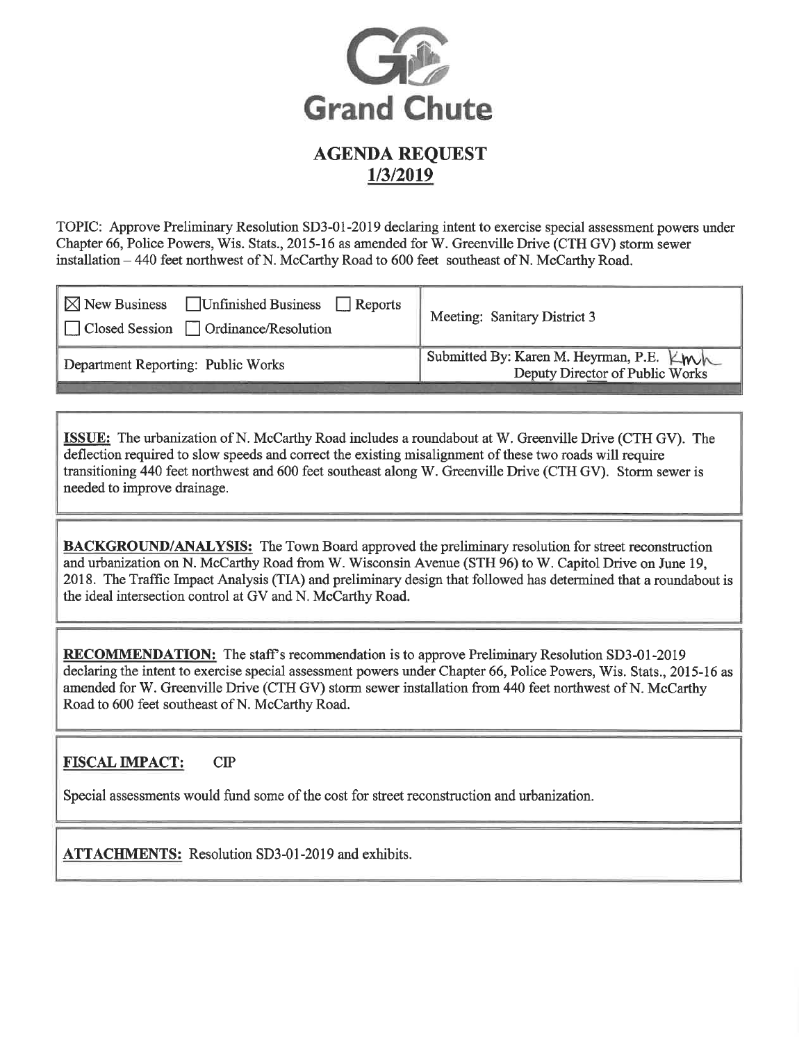# Grand Chute

## AGENDA REQUEST
## 1/3/2019

TOPIC: Approve Preliminary Resolution SD3-01-2019 declaring intent to exercise special assessment powers under Chapter 66, Police Powers, Wis. Stats., 2015-16 as amended for W. Greenville Drive (CTH GV) storm sewer installation – 440 feet northwest of N. McCarthy Road to 600 feet southeast of N. McCarthy Road.

| ☒ New Business ☐ Unfinished Business ☐ Reports ☐ Closed Session ☐ Ordinance/Resolution | Meeting: Sanitary District 3 |
|---|---|
| Department Reporting: Public Works | Submitted By: Karen M. Heyrman, P.E. KMH Deputy Director of Public Works |

**ISSUE:** The urbanization of N. McCarthy Road includes a roundabout at W. Greenville Drive (CTH GV). The deflection required to slow speeds and correct the existing misalignment of these two roads will require transitioning 440 feet northwest and 600 feet southeast along W. Greenville Drive (CTH GV). Storm sewer is needed to improve drainage.

**BACKGROUND/ANALYSIS:** The Town Board approved the preliminary resolution for street reconstruction and urbanization on N. McCarthy Road from W. Wisconsin Avenue (STH 96) to W. Capitol Drive on June 19, 2018. The Traffic Impact Analysis (TIA) and preliminary design that followed has determined that a roundabout is the ideal intersection control at GV and N. McCarthy Road.

**RECOMMENDATION:** The staff's recommendation is to approve Preliminary Resolution SD3-01-2019 declaring the intent to exercise special assessment powers under Chapter 66, Police Powers, Wis. Stats., 2015-16 as amended for W. Greenville Drive (CTH GV) storm sewer installation from 440 feet northwest of N. McCarthy Road to 600 feet southeast of N. McCarthy Road.

**FISCAL IMPACT:** CIP

Special assessments would fund some of the cost for street reconstruction and urbanization.

**ATTACHMENTS:** Resolution SD3-01-2019 and exhibits.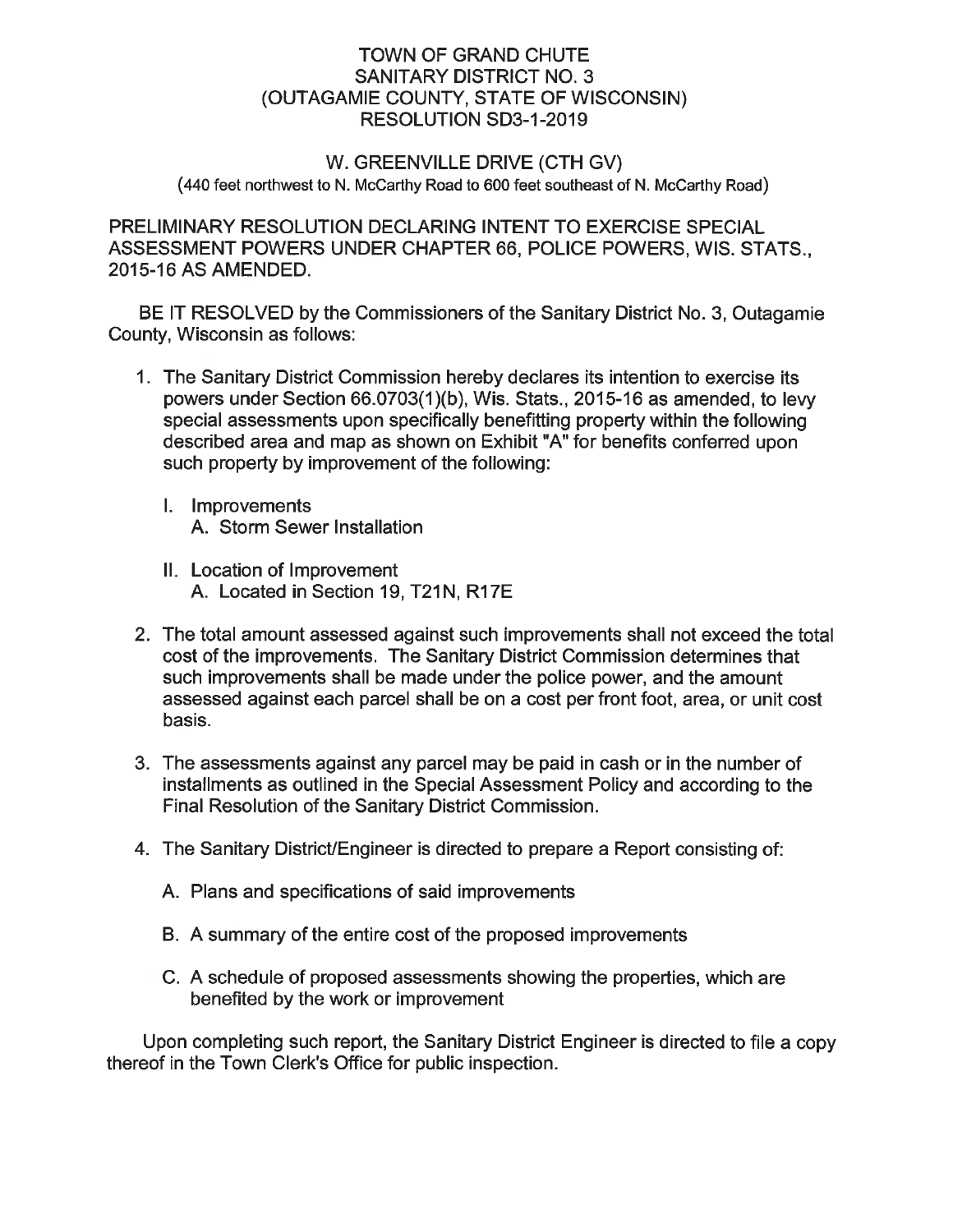# TOWN OF GRAND CHUTE
# SANITARY DISTRICT NO. 3
# (OUTAGAMIE COUNTY, STATE OF WISCONSIN)
# RESOLUTION SD3-1-2019

## W. GREENVILLE DRIVE (CTH GV)

(440 feet northwest to N. McCarthy Road to 600 feet southeast of N. McCarthy Road)

PRELIMINARY RESOLUTION DECLARING INTENT TO EXERCISE SPECIAL ASSESSMENT POWERS UNDER CHAPTER 66, POLICE POWERS, WIS. STATS., 2015-16 AS AMENDED.

BE IT RESOLVED by the Commissioners of the Sanitary District No. 3, Outagamie County, Wisconsin as follows:

1. The Sanitary District Commission hereby declares its intention to exercise its powers under Section 66.0703(1)(b), Wis. Stats., 2015-16 as amended, to levy special assessments upon specifically benefitting property within the following described area and map as shown on Exhibit "A" for benefits conferred upon such property by improvement of the following:

   I. Improvements
      A. Storm Sewer Installation

   II. Location of Improvement
      A. Located in Section 19, T21N, R17E

2. The total amount assessed against such improvements shall not exceed the total cost of the improvements. The Sanitary District Commission determines that such improvements shall be made under the police power, and the amount assessed against each parcel shall be on a cost per front foot, area, or unit cost basis.

3. The assessments against any parcel may be paid in cash or in the number of installments as outlined in the Special Assessment Policy and according to the Final Resolution of the Sanitary District Commission.

4. The Sanitary District/Engineer is directed to prepare a Report consisting of:

   A. Plans and specifications of said improvements

   B. A summary of the entire cost of the proposed improvements

   C. A schedule of proposed assessments showing the properties, which are benefited by the work or improvement

Upon completing such report, the Sanitary District Engineer is directed to file a copy thereof in the Town Clerk's Office for public inspection.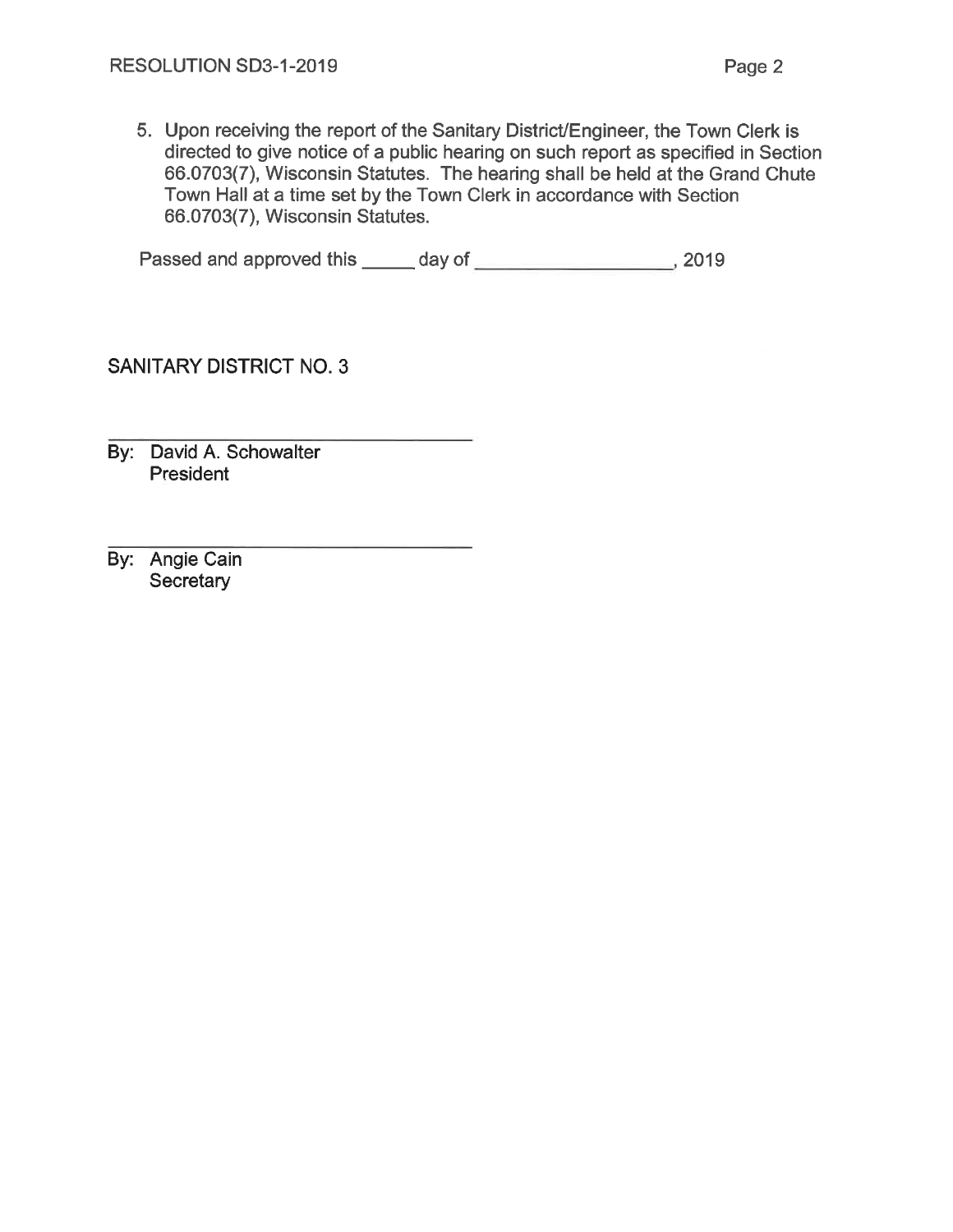5. Upon receiving the report of the Sanitary District/Engineer, the Town Clerk is directed to give notice of a public hearing on such report as specified in Section 66.0703(7), Wisconsin Statutes. The hearing shall be held at the Grand Chute Town Hall at a time set by the Town Clerk in accordance with Section 66.0703(7), Wisconsin Statutes.

Passed and approved this _____ day of ________________, 2019

SANITARY DISTRICT NO. 3

______________________________

By: David A. Schowalter
President

______________________________

By: Angie Cain
Secretary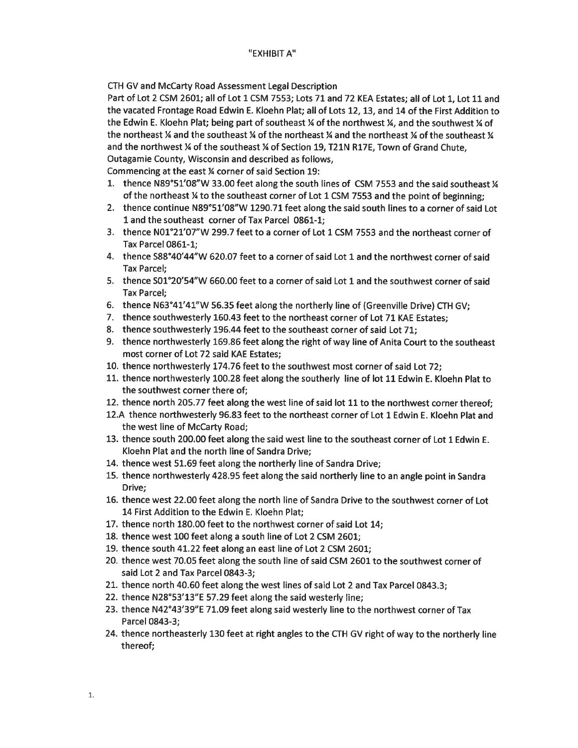"EXHIBIT A"

CTH GV and McCarty Road Assessment Legal Description

Part of Lot 2 CSM 2601; all of Lot 1 CSM 7553; Lots 71 and 72 KEA Estates; all of Lot 1, Lot 11 and the vacated Frontage Road Edwin E. Kloehn Plat; all of Lots 12, 13, and 14 of the First Addition to the Edwin E. Kloehn Plat; being part of southeast ¼ of the northwest ¼, and the southwest ¼ of the northeast ¼ and the southeast ¼ of the northeast ¼ and the northeast ¼ of the southeast ¼ and the northwest ¼ of the southeast ¼ of Section 19, T21N R17E, Town of Grand Chute, Outagamie County, Wisconsin and described as follows,

Commencing at the east ¼ corner of said Section 19:

1. thence N89°51'08"W 33.00 feet along the south lines of CSM 7553 and the said southeast ¼ of the northeast ¼ to the southeast corner of Lot 1 CSM 7553 and the point of beginning;
2. thence continue N89°51'08"W 1290.71 feet along the said south lines to a corner of said Lot 1 and the southeast corner of Tax Parcel 0861-1;
3. thence N01°21'07"W 299.7 feet to a corner of Lot 1 CSM 7553 and the northeast corner of Tax Parcel 0861-1;
4. thence S88°40'44"W 620.07 feet to a corner of said Lot 1 and the northwest corner of said Tax Parcel;
5. thence S01°20'54"W 660.00 feet to a corner of said Lot 1 and the southwest corner of said Tax Parcel;
6. thence N63°41'41"W 56.35 feet along the northerly line of (Greenville Drive) CTH GV;
7. thence southwesterly 160.43 feet to the northeast corner of Lot 71 KAE Estates;
8. thence southwesterly 196.44 feet to the southeast corner of said Lot 71;
9. thence northwesterly 169.86 feet along the right of way line of Anita Court to the southeast most corner of Lot 72 said KAE Estates;
10. thence northwesterly 174.76 feet to the southwest most corner of said Lot 72;
11. thence northwesterly 100.28 feet along the southerly line of lot 11 Edwin E. Kloehn Plat to the southwest corner there of;
12. thence north 205.77 feet along the west line of said lot 11 to the northwest corner thereof;

12.A thence northwesterly 96.83 feet to the northeast corner of Lot 1 Edwin E. Kloehn Plat and the west line of McCarty Road;

13. thence south 200.00 feet along the said west line to the southeast corner of Lot 1 Edwin E. Kloehn Plat and the north line of Sandra Drive;
14. thence west 51.69 feet along the northerly line of Sandra Drive;
15. thence northwesterly 428.95 feet along the said northerly line to an angle point in Sandra Drive;
16. thence west 22.00 feet along the north line of Sandra Drive to the southwest corner of Lot 14 First Addition to the Edwin E. Kloehn Plat;
17. thence north 180.00 feet to the northwest corner of said Lot 14;
18. thence west 100 feet along a south line of Lot 2 CSM 2601;
19. thence south 41.22 feet along an east line of Lot 2 CSM 2601;
20. thence west 70.05 feet along the south line of said CSM 2601 to the southwest corner of said Lot 2 and Tax Parcel 0843-3;
21. thence north 40.60 feet along the west lines of said Lot 2 and Tax Parcel 0843.3;
22. thence N28°53'13"E 57.29 feet along the said westerly line;
23. thence N42°43'39"E 71.09 feet along said westerly line to the northwest corner of Tax Parcel 0843-3;
24. thence northeasterly 130 feet at right angles to the CTH GV right of way to the northerly line thereof;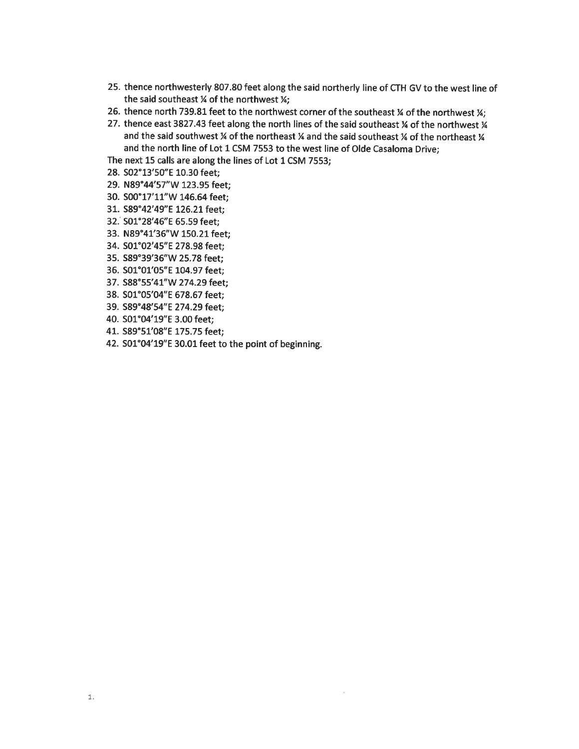25. thence northwesterly 807.80 feet along the said northerly line of CTH GV to the west line of the said southeast ¼ of the northwest ¼;
26. thence north 739.81 feet to the northwest corner of the southeast ¼ of the northwest ¼;
27. thence east 3827.43 feet along the north lines of the said southeast ¼ of the northwest ¼ and the said southwest ¼ of the northeast ¼ and the said southeast ¼ of the northeast ¼ and the north line of Lot 1 CSM 7553 to the west line of Olde Casaloma Drive;

The next 15 calls are along the lines of Lot 1 CSM 7553;

28. S02°13'50"E 10.30 feet;
29. N89°44'57"W 123.95 feet;
30. S00°17'11"W 146.64 feet;
31. S89°42'49"E 126.21 feet;
32. S01°28'46"E 65.59 feet;
33. N89°41'36"W 150.21 feet;
34. S01°02'45"E 278.98 feet;
35. S89°39'36"W 25.78 feet;
36. S01°01'05"E 104.97 feet;
37. S88°55'41"W 274.29 feet;
38. S01°05'04"E 678.67 feet;
39. S89°48'54"E 274.29 feet;
40. S01°04'19"E 3.00 feet;
41. S89°51'08"E 175.75 feet;
42. S01°04'19"E 30.01 feet to the point of beginning.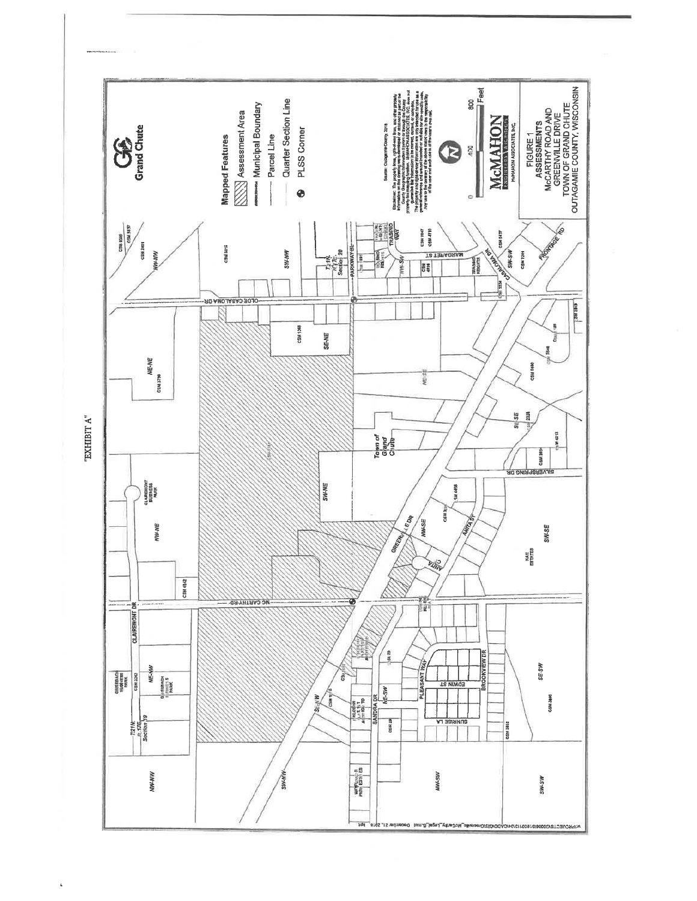"EXHIBIT A"

Grand Chute

**Mapped Features**

Assessment Area

Municipal Boundary

Parcel Line

Quarter Section Line

PLSS Corner

Source: Outagamie County, 2018

Disclaimer: The property lines, right-of-way lines, and other property information on this drawing were developed or obtained as part of the County Geographic Information System or through the County property tax mapping function. McMAHON ASSOCIATES, INC. does not guarantee this information to be correct, current, or complete. The property and right-of-way information are only intended for use as a general reference and are not intended or suitable for site-specific uses. Any use to the contrary of the above stated uses is the responsibility of the user and such use is at the user's own risk.

0 400 800 Feet

McMAHON

McMAHON ASSOCIATES, INC.

FIGURE 1
ASSESSMENTS
McCARTHY ROAD AND
GREENVILLE DRIVE
TOWN OF GRAND CHUTE
OUTAGAMIE COUNTY, WISCONSIN

T21N, R17E, Section 19

T21N, R17E, Section 20

Town of Grand Chute

CLAIREMONT DR

McCARTHY RD

OLDE CASALOMA DR

PARKWAY BL

GREENVILLE DR

SANDRA DR

PLEASANT WAY

EDWIN ST

SUNRISE LA

BROOKVIEW DR

ANITA CT

ANITA ST

SILVERSPRING DR

MARGARET ST

TRASINO WAY

CASALOMA DR

FRONTAGE RD

CLAIREMONT BUSINESS PARK

GIESBRACH BUSINESS PARK

MAYFLOWER PARK ESTATES

RAE ESTATES

TRASINO HEIGHTS

NW-NW

SW-NW

NE-NW

SE-NW

NW-NE

SW-NE

NE-NE

SE-NE

NE-SE

NW-SE

SE-SE

SW-SE

NE-SW

NW-SW

SE-SW

SW-SW

CSM 4042

CSM 3790

CSM 1368

CSM 3242

CSM 2616

CSM 2001

CSM 6505

CSM 5637

CSM 5947

CSM 4710

CSM 4916

CSM 5534

CSM 5437

CSM 7204

CSM 6400

CSM 7646

CSM 2328

CSM 4313

CSM 3854

CSM 4656

CSM 3812

CSM 3808